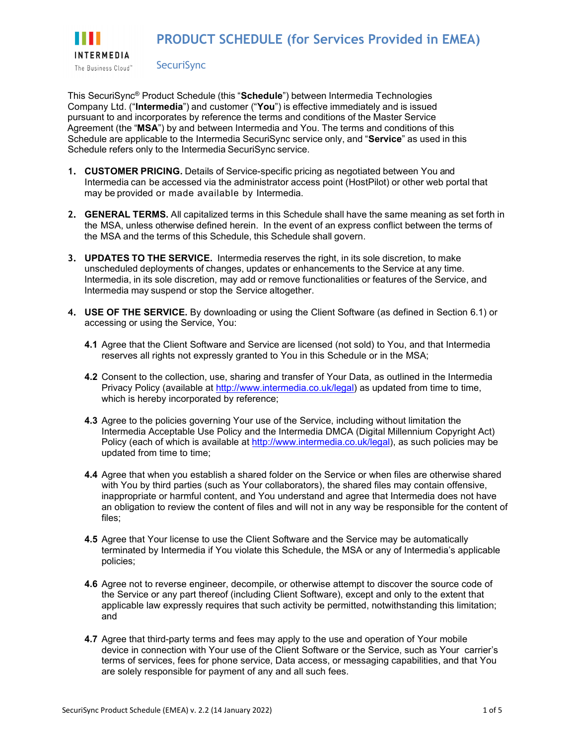# PRODUCT SCHEDULE (for Services Provided in EMEA)

## SecuriSync

This SecuriSync® Product Schedule (this "**Schedule**") between Intermedia Technologies Company Ltd. ("**Intermedia**") and customer ("**You**") is effective immediately and is issued pursuant to and incorporates by reference the terms and conditions of the Master Service Agreement (the "**MSA**") by and between Intermedia and You. The terms and conditions of this Schedule are applicable to the Intermedia SecuriSync service only, and "**Service**" as used in this Schedule refers only to the Intermedia SecuriSync service.

1. **CUSTOMER PRICING.** Details of Service-specific pricing as negotiated between You and Intermedia can be accessed via the administrator access point (HostPilot) or other web portal that may be provided or made available by Intermedia.

2. **GENERAL TERMS.** All capitalized terms in this Schedule shall have the same meaning as set forth in the MSA, unless otherwise defined herein. In the event of an express conflict between the terms of the MSA and the terms of this Schedule, this Schedule shall govern.

3. **UPDATES TO THE SERVICE.** Intermedia reserves the right, in its sole discretion, to make unscheduled deployments of changes, updates or enhancements to the Service at any time. Intermedia, in its sole discretion, may add or remove functionalities or features of the Service, and Intermedia may suspend or stop the Service altogether.

4. **USE OF THE SERVICE.** By downloading or using the Client Software (as defined in Section 6.1) or accessing or using the Service, You:

   **4.1** Agree that the Client Software and Service are licensed (not sold) to You, and that Intermedia reserves all rights not expressly granted to You in this Schedule or in the MSA;

   **4.2** Consent to the collection, use, sharing and transfer of Your Data, as outlined in the Intermedia Privacy Policy (available at http://www.intermedia.co.uk/legal) as updated from time to time, which is hereby incorporated by reference;

   **4.3** Agree to the policies governing Your use of the Service, including without limitation the Intermedia Acceptable Use Policy and the Intermedia DMCA (Digital Millennium Copyright Act) Policy (each of which is available at http://www.intermedia.co.uk/legal), as such policies may be updated from time to time;

   **4.4** Agree that when you establish a shared folder on the Service or when files are otherwise shared with You by third parties (such as Your collaborators), the shared files may contain offensive, inappropriate or harmful content, and You understand and agree that Intermedia does not have an obligation to review the content of files and will not in any way be responsible for the content of files;

   **4.5** Agree that Your license to use the Client Software and the Service may be automatically terminated by Intermedia if You violate this Schedule, the MSA or any of Intermedia's applicable policies;

   **4.6** Agree not to reverse engineer, decompile, or otherwise attempt to discover the source code of the Service or any part thereof (including Client Software), except and only to the extent that applicable law expressly requires that such activity be permitted, notwithstanding this limitation; and

   **4.7** Agree that third-party terms and fees may apply to the use and operation of Your mobile device in connection with Your use of the Client Software or the Service, such as Your carrier's terms of services, fees for phone service, Data access, or messaging capabilities, and that You are solely responsible for payment of any and all such fees.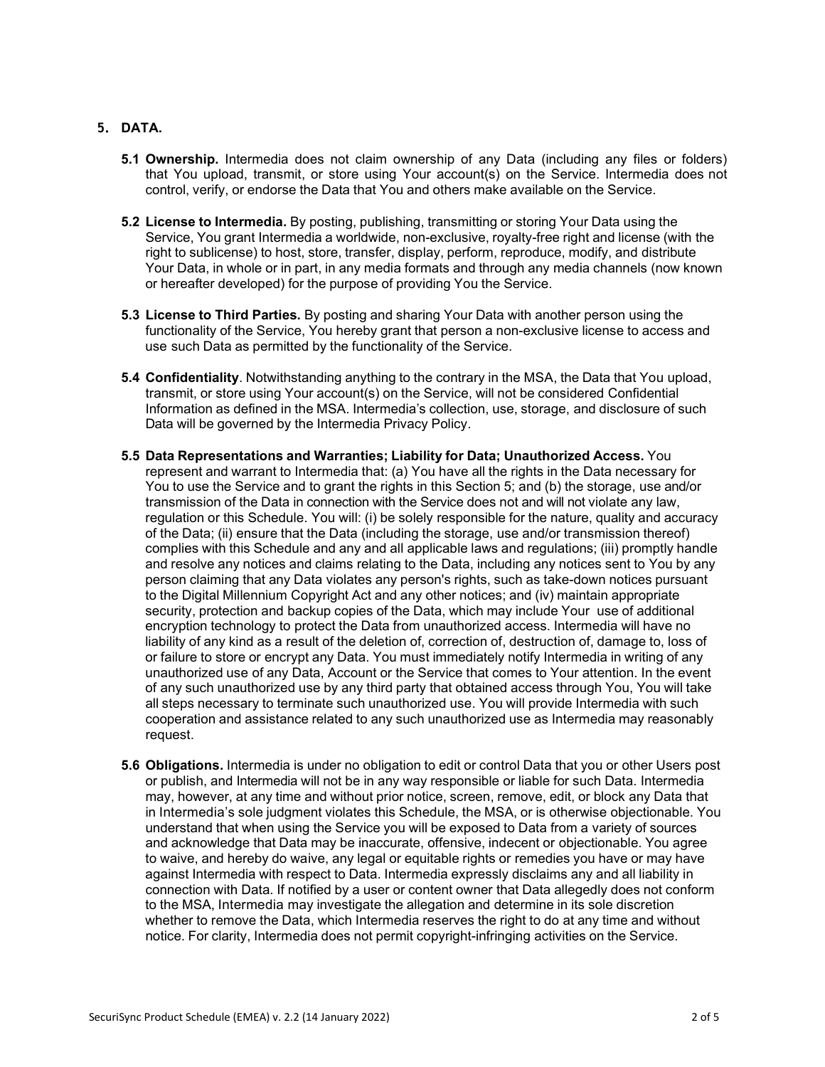## 5. DATA.

**5.1 Ownership.** Intermedia does not claim ownership of any Data (including any files or folders) that You upload, transmit, or store using Your account(s) on the Service. Intermedia does not control, verify, or endorse the Data that You and others make available on the Service.

**5.2 License to Intermedia.** By posting, publishing, transmitting or storing Your Data using the Service, You grant Intermedia a worldwide, non-exclusive, royalty-free right and license (with the right to sublicense) to host, store, transfer, display, perform, reproduce, modify, and distribute Your Data, in whole or in part, in any media formats and through any media channels (now known or hereafter developed) for the purpose of providing You the Service.

**5.3 License to Third Parties.** By posting and sharing Your Data with another person using the functionality of the Service, You hereby grant that person a non-exclusive license to access and use such Data as permitted by the functionality of the Service.

**5.4 Confidentiality**. Notwithstanding anything to the contrary in the MSA, the Data that You upload, transmit, or store using Your account(s) on the Service, will not be considered Confidential Information as defined in the MSA. Intermedia's collection, use, storage, and disclosure of such Data will be governed by the Intermedia Privacy Policy.

**5.5 Data Representations and Warranties; Liability for Data; Unauthorized Access.** You represent and warrant to Intermedia that: (a) You have all the rights in the Data necessary for You to use the Service and to grant the rights in this Section 5; and (b) the storage, use and/or transmission of the Data in connection with the Service does not and will not violate any law, regulation or this Schedule. You will: (i) be solely responsible for the nature, quality and accuracy of the Data; (ii) ensure that the Data (including the storage, use and/or transmission thereof) complies with this Schedule and any and all applicable laws and regulations; (iii) promptly handle and resolve any notices and claims relating to the Data, including any notices sent to You by any person claiming that any Data violates any person's rights, such as take-down notices pursuant to the Digital Millennium Copyright Act and any other notices; and (iv) maintain appropriate security, protection and backup copies of the Data, which may include Your use of additional encryption technology to protect the Data from unauthorized access. Intermedia will have no liability of any kind as a result of the deletion of, correction of, destruction of, damage to, loss of or failure to store or encrypt any Data. You must immediately notify Intermedia in writing of any unauthorized use of any Data, Account or the Service that comes to Your attention. In the event of any such unauthorized use by any third party that obtained access through You, You will take all steps necessary to terminate such unauthorized use. You will provide Intermedia with such cooperation and assistance related to any such unauthorized use as Intermedia may reasonably request.

**5.6 Obligations.** Intermedia is under no obligation to edit or control Data that you or other Users post or publish, and Intermedia will not be in any way responsible or liable for such Data. Intermedia may, however, at any time and without prior notice, screen, remove, edit, or block any Data that in Intermedia's sole judgment violates this Schedule, the MSA, or is otherwise objectionable. You understand that when using the Service you will be exposed to Data from a variety of sources and acknowledge that Data may be inaccurate, offensive, indecent or objectionable. You agree to waive, and hereby do waive, any legal or equitable rights or remedies you have or may have against Intermedia with respect to Data. Intermedia expressly disclaims any and all liability in connection with Data. If notified by a user or content owner that Data allegedly does not conform to the MSA, Intermedia may investigate the allegation and determine in its sole discretion whether to remove the Data, which Intermedia reserves the right to do at any time and without notice. For clarity, Intermedia does not permit copyright-infringing activities on the Service.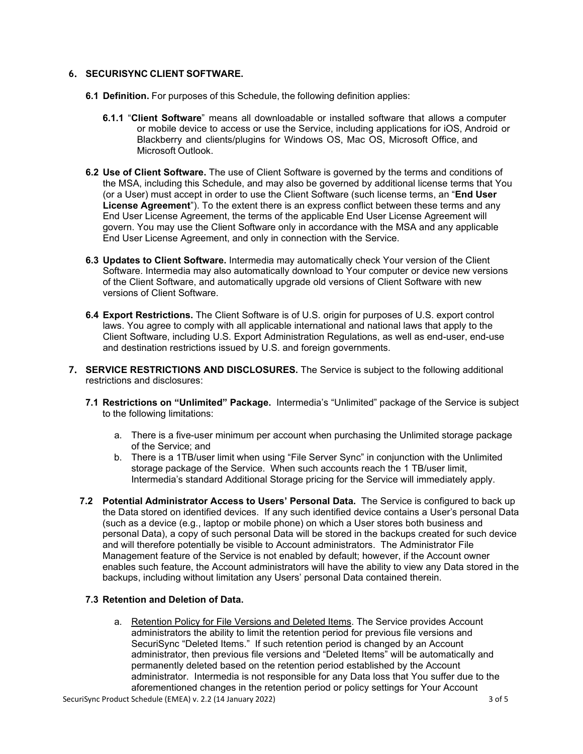## 6. SECURISYNC CLIENT SOFTWARE.

**6.1 Definition.** For purposes of this Schedule, the following definition applies:

**6.1.1** "**Client Software**" means all downloadable or installed software that allows a computer or mobile device to access or use the Service, including applications for iOS, Android or Blackberry and clients/plugins for Windows OS, Mac OS, Microsoft Office, and Microsoft Outlook.

**6.2 Use of Client Software.** The use of Client Software is governed by the terms and conditions of the MSA, including this Schedule, and may also be governed by additional license terms that You (or a User) must accept in order to use the Client Software (such license terms, an "**End User License Agreement**"). To the extent there is an express conflict between these terms and any End User License Agreement, the terms of the applicable End User License Agreement will govern. You may use the Client Software only in accordance with the MSA and any applicable End User License Agreement, and only in connection with the Service.

**6.3 Updates to Client Software.** Intermedia may automatically check Your version of the Client Software. Intermedia may also automatically download to Your computer or device new versions of the Client Software, and automatically upgrade old versions of Client Software with new versions of Client Software.

**6.4 Export Restrictions.** The Client Software is of U.S. origin for purposes of U.S. export control laws. You agree to comply with all applicable international and national laws that apply to the Client Software, including U.S. Export Administration Regulations, as well as end-user, end-use and destination restrictions issued by U.S. and foreign governments.

## 7. SERVICE RESTRICTIONS AND DISCLOSURES.

The Service is subject to the following additional restrictions and disclosures:

**7.1 Restrictions on "Unlimited" Package.** Intermedia's "Unlimited" package of the Service is subject to the following limitations:

a. There is a five-user minimum per account when purchasing the Unlimited storage package of the Service; and
b. There is a 1TB/user limit when using "File Server Sync" in conjunction with the Unlimited storage package of the Service. When such accounts reach the 1 TB/user limit, Intermedia's standard Additional Storage pricing for the Service will immediately apply.

**7.2 Potential Administrator Access to Users' Personal Data.** The Service is configured to back up the Data stored on identified devices. If any such identified device contains a User's personal Data (such as a device (e.g., laptop or mobile phone) on which a User stores both business and personal Data), a copy of such personal Data will be stored in the backups created for such device and will therefore potentially be visible to Account administrators. The Administrator File Management feature of the Service is not enabled by default; however, if the Account owner enables such feature, the Account administrators will have the ability to view any Data stored in the backups, including without limitation any Users' personal Data contained therein.

**7.3 Retention and Deletion of Data.**

a. Retention Policy for File Versions and Deleted Items. The Service provides Account administrators the ability to limit the retention period for previous file versions and SecuriSync "Deleted Items." If such retention period is changed by an Account administrator, then previous file versions and "Deleted Items" will be automatically and permanently deleted based on the retention period established by the Account administrator. Intermedia is not responsible for any Data loss that You suffer due to the aforementioned changes in the retention period or policy settings for Your Account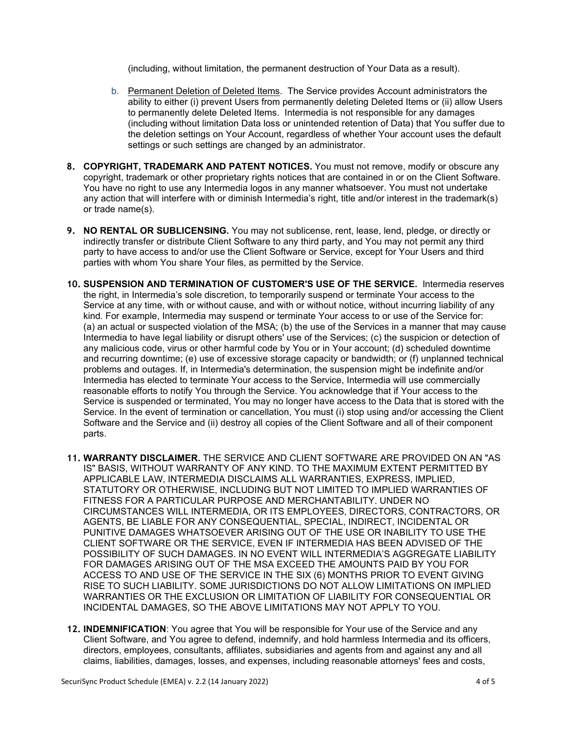(including, without limitation, the permanent destruction of Your Data as a result).

b. Permanent Deletion of Deleted Items. The Service provides Account administrators the ability to either (i) prevent Users from permanently deleting Deleted Items or (ii) allow Users to permanently delete Deleted Items. Intermedia is not responsible for any damages (including without limitation Data loss or unintended retention of Data) that You suffer due to the deletion settings on Your Account, regardless of whether Your account uses the default settings or such settings are changed by an administrator.

8. **COPYRIGHT, TRADEMARK AND PATENT NOTICES.** You must not remove, modify or obscure any copyright, trademark or other proprietary rights notices that are contained in or on the Client Software. You have no right to use any Intermedia logos in any manner whatsoever. You must not undertake any action that will interfere with or diminish Intermedia's right, title and/or interest in the trademark(s) or trade name(s).

9. **NO RENTAL OR SUBLICENSING.** You may not sublicense, rent, lease, lend, pledge, or directly or indirectly transfer or distribute Client Software to any third party, and You may not permit any third party to have access to and/or use the Client Software or Service, except for Your Users and third parties with whom You share Your files, as permitted by the Service.

10. **SUSPENSION AND TERMINATION OF CUSTOMER'S USE OF THE SERVICE.** Intermedia reserves the right, in Intermedia's sole discretion, to temporarily suspend or terminate Your access to the Service at any time, with or without cause, and with or without notice, without incurring liability of any kind. For example, Intermedia may suspend or terminate Your access to or use of the Service for: (a) an actual or suspected violation of the MSA; (b) the use of the Services in a manner that may cause Intermedia to have legal liability or disrupt others' use of the Services; (c) the suspicion or detection of any malicious code, virus or other harmful code by You or in Your account; (d) scheduled downtime and recurring downtime; (e) use of excessive storage capacity or bandwidth; or (f) unplanned technical problems and outages. If, in Intermedia's determination, the suspension might be indefinite and/or Intermedia has elected to terminate Your access to the Service, Intermedia will use commercially reasonable efforts to notify You through the Service. You acknowledge that if Your access to the Service is suspended or terminated, You may no longer have access to the Data that is stored with the Service. In the event of termination or cancellation, You must (i) stop using and/or accessing the Client Software and the Service and (ii) destroy all copies of the Client Software and all of their component parts.

11. **WARRANTY DISCLAIMER.** THE SERVICE AND CLIENT SOFTWARE ARE PROVIDED ON AN "AS IS" BASIS, WITHOUT WARRANTY OF ANY KIND. TO THE MAXIMUM EXTENT PERMITTED BY APPLICABLE LAW, INTERMEDIA DISCLAIMS ALL WARRANTIES, EXPRESS, IMPLIED, STATUTORY OR OTHERWISE, INCLUDING BUT NOT LIMITED TO IMPLIED WARRANTIES OF FITNESS FOR A PARTICULAR PURPOSE AND MERCHANTABILITY. UNDER NO CIRCUMSTANCES WILL INTERMEDIA, OR ITS EMPLOYEES, DIRECTORS, CONTRACTORS, OR AGENTS, BE LIABLE FOR ANY CONSEQUENTIAL, SPECIAL, INDIRECT, INCIDENTAL OR PUNITIVE DAMAGES WHATSOEVER ARISING OUT OF THE USE OR INABILITY TO USE THE CLIENT SOFTWARE OR THE SERVICE, EVEN IF INTERMEDIA HAS BEEN ADVISED OF THE POSSIBILITY OF SUCH DAMAGES. IN NO EVENT WILL INTERMEDIA'S AGGREGATE LIABILITY FOR DAMAGES ARISING OUT OF THE MSA EXCEED THE AMOUNTS PAID BY YOU FOR ACCESS TO AND USE OF THE SERVICE IN THE SIX (6) MONTHS PRIOR TO EVENT GIVING RISE TO SUCH LIABILITY. SOME JURISDICTIONS DO NOT ALLOW LIMITATIONS ON IMPLIED WARRANTIES OR THE EXCLUSION OR LIMITATION OF LIABILITY FOR CONSEQUENTIAL OR INCIDENTAL DAMAGES, SO THE ABOVE LIMITATIONS MAY NOT APPLY TO YOU.

12. **INDEMNIFICATION**: You agree that You will be responsible for Your use of the Service and any Client Software, and You agree to defend, indemnify, and hold harmless Intermedia and its officers, directors, employees, consultants, affiliates, subsidiaries and agents from and against any and all claims, liabilities, damages, losses, and expenses, including reasonable attorneys' fees and costs,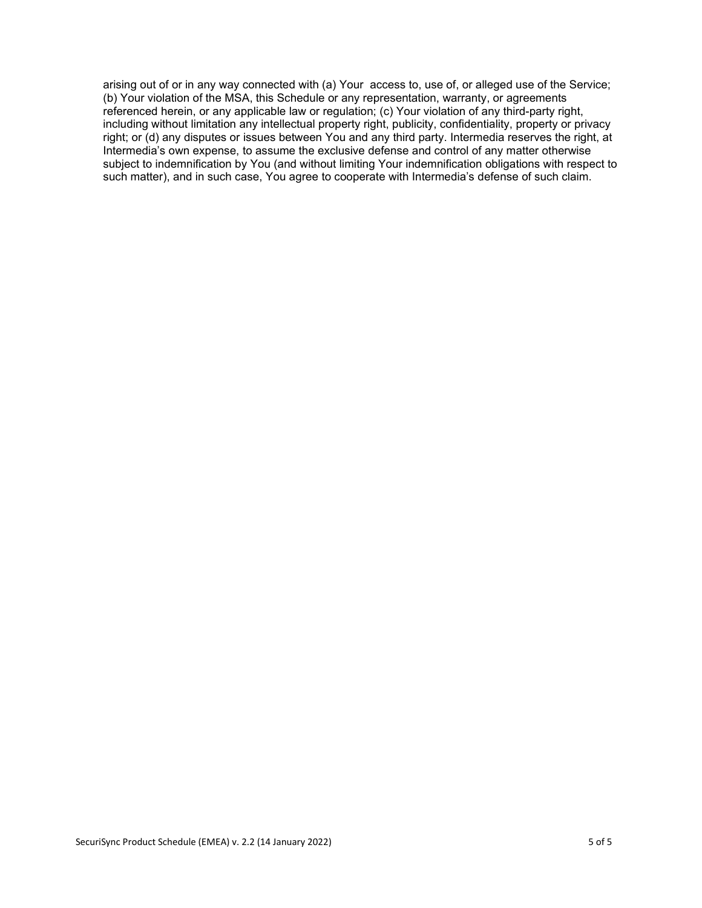arising out of or in any way connected with (a) Your access to, use of, or alleged use of the Service; (b) Your violation of the MSA, this Schedule or any representation, warranty, or agreements referenced herein, or any applicable law or regulation; (c) Your violation of any third-party right, including without limitation any intellectual property right, publicity, confidentiality, property or privacy right; or (d) any disputes or issues between You and any third party. Intermedia reserves the right, at Intermedia's own expense, to assume the exclusive defense and control of any matter otherwise subject to indemnification by You (and without limiting Your indemnification obligations with respect to such matter), and in such case, You agree to cooperate with Intermedia's defense of such claim.